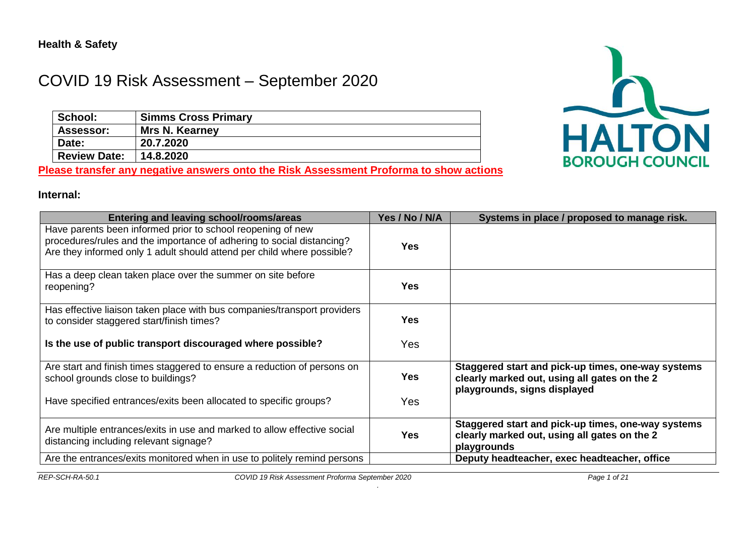**Health & Safety**

# COVID 19 Risk Assessment – September 2020

| School: | Simms Cross Primary |
|---|---|
| Assessor: | Mrs N. Kearney |
| Date: | 20.7.2020 |
| Review Date: | 14.8.2020 |

**Please transfer any negative answers onto the Risk Assessment Proforma to show actions**

## Internal:

| Entering and leaving school/rooms/areas | Yes / No / N/A | Systems in place / proposed to manage risk. |
|---|---|---|
| Have parents been informed prior to school reopening of new procedures/rules and the importance of adhering to social distancing? Are they informed only 1 adult should attend per child where possible? | **Yes** | |
| Has a deep clean taken place over the summer on site before reopening? | **Yes** | |
| Has effective liaison taken place with bus companies/transport providers to consider staggered start/finish times?<br><br>**Is the use of public transport discouraged where possible?** | **Yes**<br><br>Yes | |
| Are start and finish times staggered to ensure a reduction of persons on school grounds close to buildings?<br><br>Have specified entrances/exits been allocated to specific groups? | **Yes**<br><br>Yes | **Staggered start and pick-up times, one-way systems clearly marked out, using all gates on the 2 playgrounds, signs displayed** |
| Are multiple entrances/exits in use and marked to allow effective social distancing including relevant signage? | **Yes** | **Staggered start and pick-up times, one-way systems clearly marked out, using all gates on the 2 playgrounds** |
| Are the entrances/exits monitored when in use to politely remind persons | | **Deputy headteacher, exec headteacher, office** |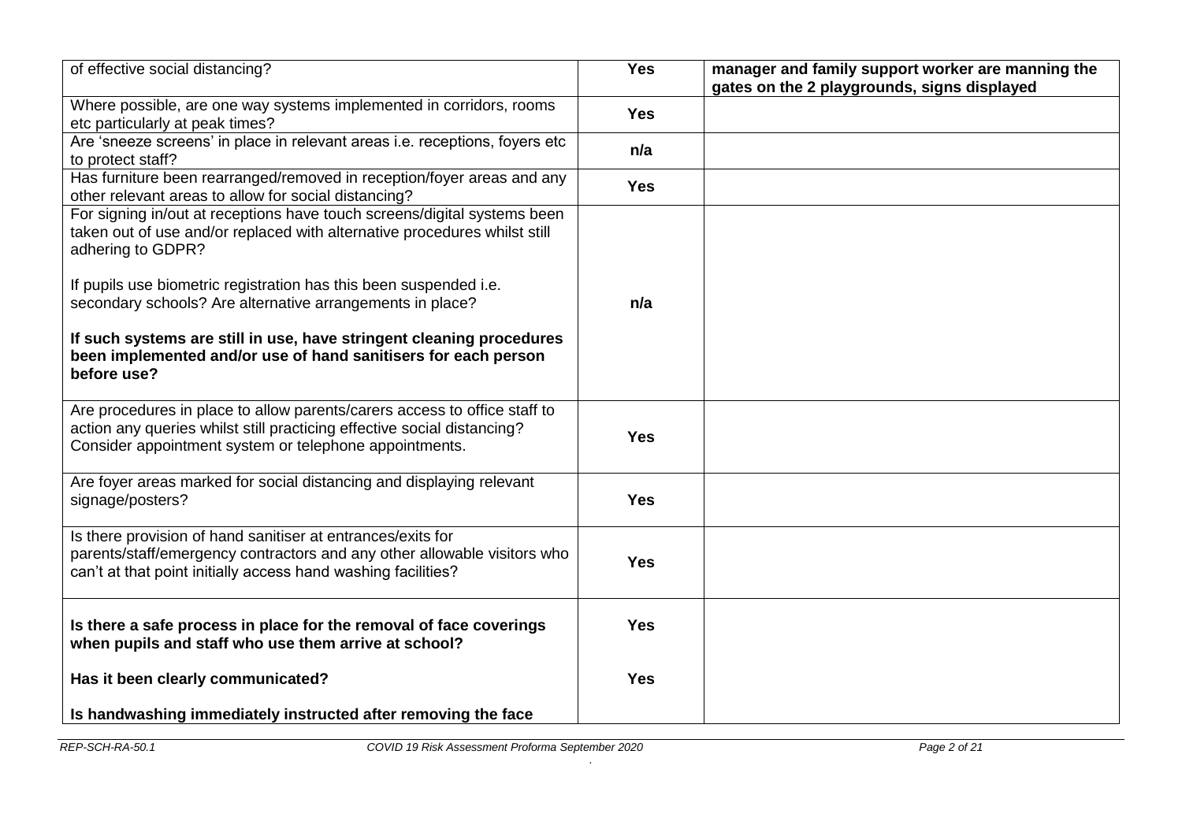| | | |
|---|---|---|
| of effective social distancing? | **Yes** | **manager and family support worker are manning the gates on the 2 playgrounds, signs displayed** |
| Where possible, are one way systems implemented in corridors, rooms etc particularly at peak times? | **Yes** | |
| Are 'sneeze screens' in place in relevant areas i.e. receptions, foyers etc to protect staff? | **n/a** | |
| Has furniture been rearranged/removed in reception/foyer areas and any other relevant areas to allow for social distancing? | **Yes** | |
| For signing in/out at receptions have touch screens/digital systems been taken out of use and/or replaced with alternative procedures whilst still adhering to GDPR?<br><br>If pupils use biometric registration has this been suspended i.e. secondary schools? Are alternative arrangements in place?<br><br>**If such systems are still in use, have stringent cleaning procedures been implemented and/or use of hand sanitisers for each person before use?** | **n/a** | |
| Are procedures in place to allow parents/carers access to office staff to action any queries whilst still practicing effective social distancing? Consider appointment system or telephone appointments. | **Yes** | |
| Are foyer areas marked for social distancing and displaying relevant signage/posters? | **Yes** | |
| Is there provision of hand sanitiser at entrances/exits for parents/staff/emergency contractors and any other allowable visitors who can't at that point initially access hand washing facilities? | **Yes** | |
| **Is there a safe process in place for the removal of face coverings when pupils and staff who use them arrive at school?**<br><br>**Has it been clearly communicated?**<br><br>**Is handwashing immediately instructed after removing the face** | **Yes**<br><br>**Yes** | |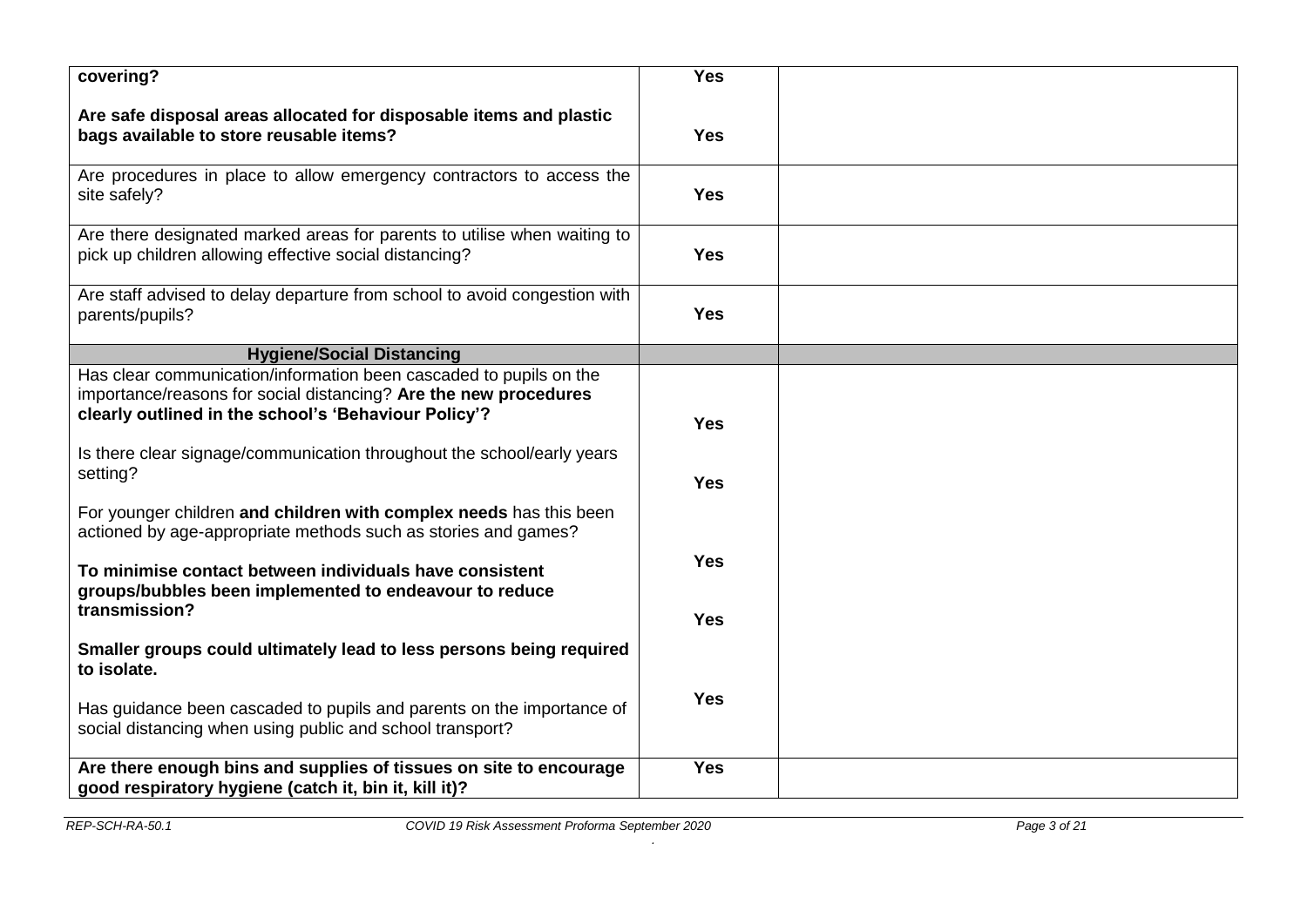| | | |
|---|---|---|
| **covering?**<br><br>**Are safe disposal areas allocated for disposable items and plastic bags available to store reusable items?** | **Yes**<br><br>**Yes** | |
| Are procedures in place to allow emergency contractors to access the site safely? | **Yes** | |
| Are there designated marked areas for parents to utilise when waiting to pick up children allowing effective social distancing? | **Yes** | |
| Are staff advised to delay departure from school to avoid congestion with parents/pupils? | **Yes** | |
| **Hygiene/Social Distancing** | | |
| Has clear communication/information been cascaded to pupils on the importance/reasons for social distancing? **Are the new procedures clearly outlined in the school's 'Behaviour Policy'?**<br><br>Is there clear signage/communication throughout the school/early years setting?<br><br>For younger children **and children with complex needs** has this been actioned by age-appropriate methods such as stories and games?<br><br>**To minimise contact between individuals have consistent groups/bubbles been implemented to endeavour to reduce transmission?**<br><br>**Smaller groups could ultimately lead to less persons being required to isolate.**<br><br>Has guidance been cascaded to pupils and parents on the importance of social distancing when using public and school transport? | **Yes**<br><br>**Yes**<br><br>**Yes**<br><br>**Yes**<br><br>**Yes** | |
| **Are there enough bins and supplies of tissues on site to encourage good respiratory hygiene (catch it, bin it, kill it)?** | **Yes** | |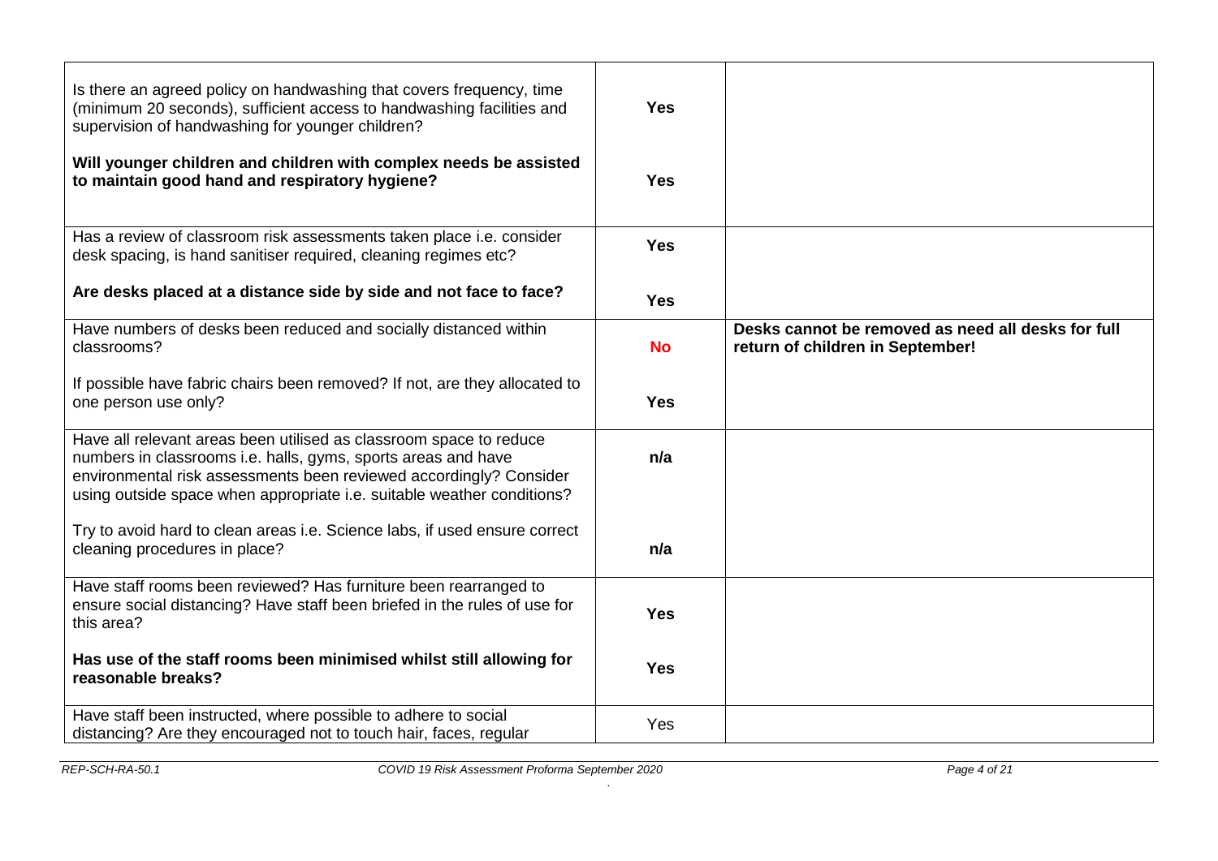| | | |
|---|---|---|
| Is there an agreed policy on handwashing that covers frequency, time (minimum 20 seconds), sufficient access to handwashing facilities and supervision of handwashing for younger children?<br><br>**Will younger children and children with complex needs be assisted to maintain good hand and respiratory hygiene?** | **Yes**<br><br>**Yes** | |
| Has a review of classroom risk assessments taken place i.e. consider desk spacing, is hand sanitiser required, cleaning regimes etc?<br><br>**Are desks placed at a distance side by side and not face to face?** | **Yes**<br><br>**Yes** | |
| Have numbers of desks been reduced and socially distanced within classrooms?<br><br>If possible have fabric chairs been removed? If not, are they allocated to one person use only? | **No**<br><br>**Yes** | **Desks cannot be removed as need all desks for full return of children in September!** |
| Have all relevant areas been utilised as classroom space to reduce numbers in classrooms i.e. halls, gyms, sports areas and have environmental risk assessments been reviewed accordingly? Consider using outside space when appropriate i.e. suitable weather conditions?<br><br>Try to avoid hard to clean areas i.e. Science labs, if used ensure correct cleaning procedures in place? | **n/a**<br><br>**n/a** | |
| Have staff rooms been reviewed? Has furniture been rearranged to ensure social distancing? Have staff been briefed in the rules of use for this area?<br><br>**Has use of the staff rooms been minimised whilst still allowing for reasonable breaks?** | **Yes**<br><br>**Yes** | |
| Have staff been instructed, where possible to adhere to social distancing? Are they encouraged not to touch hair, faces, regular | Yes | |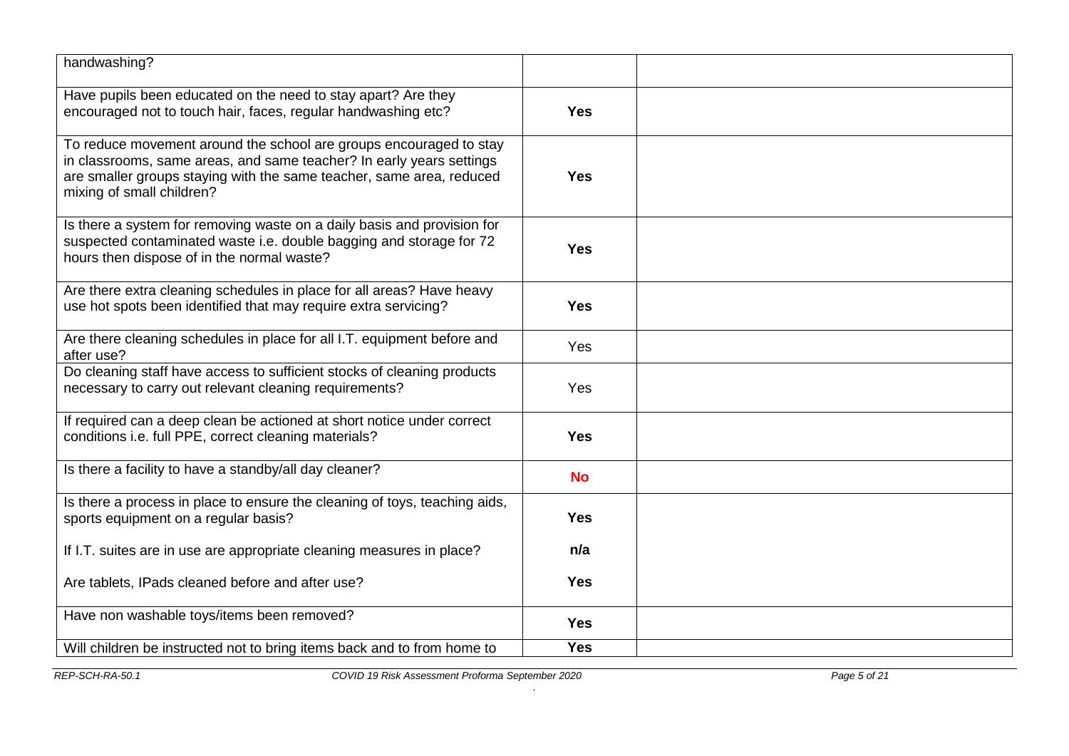| | | |
|---|---|---|
| handwashing? | | |
| Have pupils been educated on the need to stay apart? Are they encouraged not to touch hair, faces, regular handwashing etc? | **Yes** | |
| To reduce movement around the school are groups encouraged to stay in classrooms, same areas, and same teacher? In early years settings are smaller groups staying with the same teacher, same area, reduced mixing of small children? | **Yes** | |
| Is there a system for removing waste on a daily basis and provision for suspected contaminated waste i.e. double bagging and storage for 72 hours then dispose of in the normal waste? | **Yes** | |
| Are there extra cleaning schedules in place for all areas? Have heavy use hot spots been identified that may require extra servicing? | **Yes** | |
| Are there cleaning schedules in place for all I.T. equipment before and after use? | Yes | |
| Do cleaning staff have access to sufficient stocks of cleaning products necessary to carry out relevant cleaning requirements? | Yes | |
| If required can a deep clean be actioned at short notice under correct conditions i.e. full PPE, correct cleaning materials? | **Yes** | |
| Is there a facility to have a standby/all day cleaner? | **No** | |
| Is there a process in place to ensure the cleaning of toys, teaching aids, sports equipment on a regular basis?<br><br>If I.T. suites are in use are appropriate cleaning measures in place?<br><br>Are tablets, IPads cleaned before and after use? | **Yes**<br><br>**n/a**<br><br>**Yes** | |
| Have non washable toys/items been removed? | **Yes** | |
| Will children be instructed not to bring items back and to from home to | **Yes** | |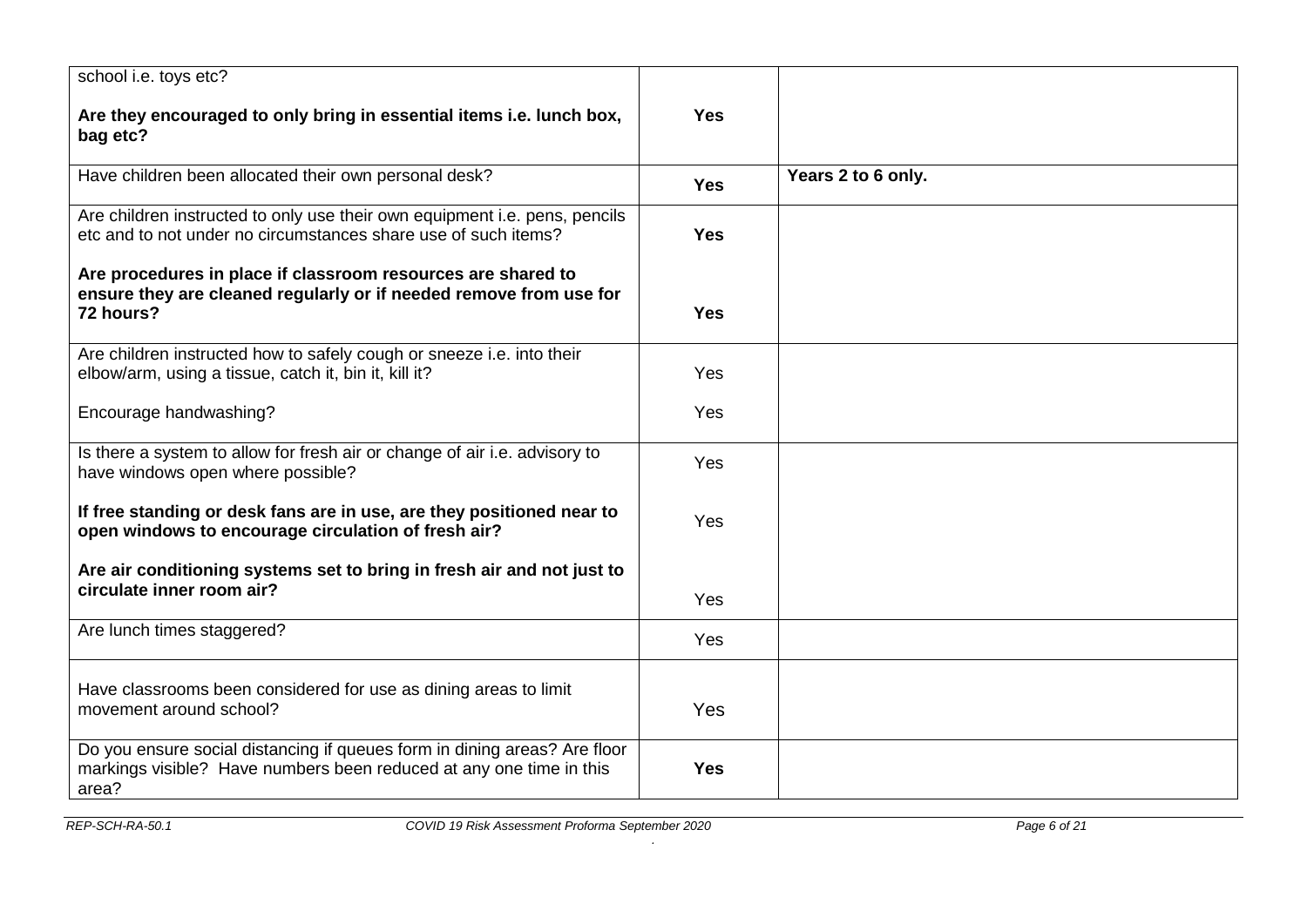| | | |
|---|---|---|
| school i.e. toys etc?<br><br>**Are they encouraged to only bring in essential items i.e. lunch box, bag etc?** | **Yes** | |
| Have children been allocated their own personal desk? | **Yes** | **Years 2 to 6 only.** |
| Are children instructed to only use their own equipment i.e. pens, pencils etc and to not under no circumstances share use of such items?<br><br>**Are procedures in place if classroom resources are shared to ensure they are cleaned regularly or if needed remove from use for 72 hours?** | **Yes**<br><br>**Yes** | |
| Are children instructed how to safely cough or sneeze i.e. into their elbow/arm, using a tissue, catch it, bin it, kill it?<br><br>Encourage handwashing? | Yes<br><br>Yes | |
| Is there a system to allow for fresh air or change of air i.e. advisory to have windows open where possible?<br><br>**If free standing or desk fans are in use, are they positioned near to open windows to encourage circulation of fresh air?**<br><br>**Are air conditioning systems set to bring in fresh air and not just to circulate inner room air?** | Yes<br><br>Yes<br><br>Yes | |
| Are lunch times staggered? | Yes | |
| Have classrooms been considered for use as dining areas to limit movement around school? | Yes | |
| Do you ensure social distancing if queues form in dining areas? Are floor markings visible? Have numbers been reduced at any one time in this area? | **Yes** | |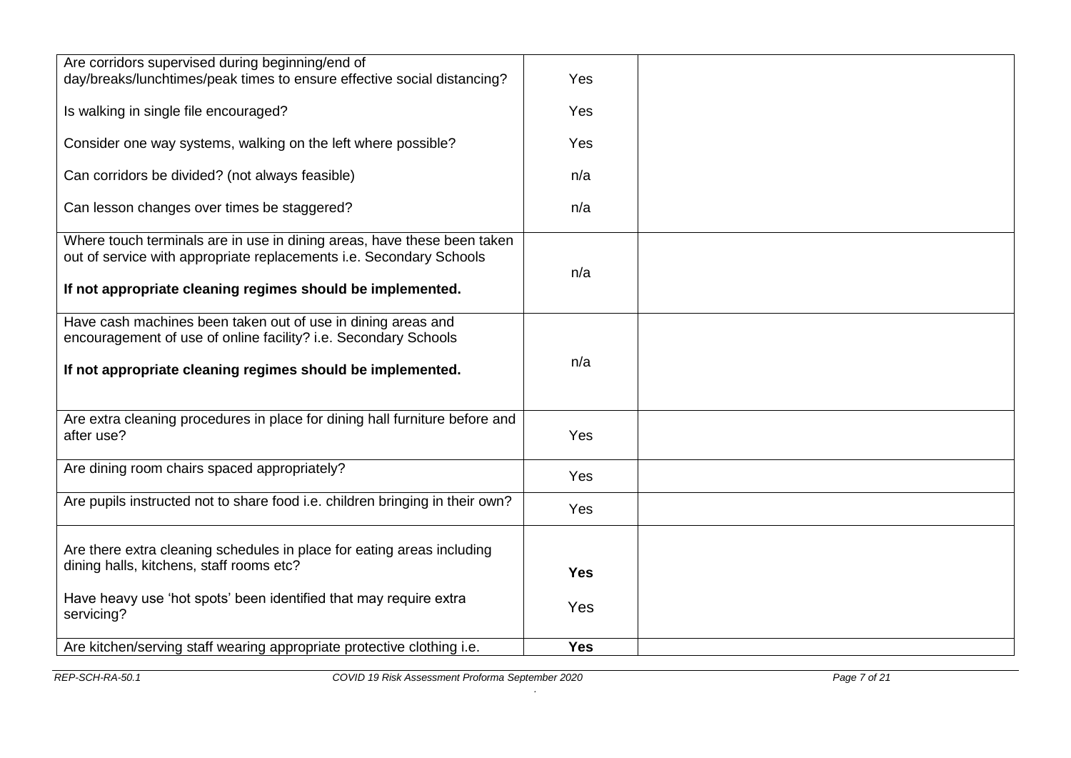| | | |
|---|---|---|
| Are corridors supervised during beginning/end of day/breaks/lunchtimes/peak times to ensure effective social distancing?<br><br>Is walking in single file encouraged?<br><br>Consider one way systems, walking on the left where possible?<br><br>Can corridors be divided? (not always feasible)<br><br>Can lesson changes over times be staggered? | Yes<br><br>Yes<br><br>Yes<br><br>n/a<br><br>n/a | |
| Where touch terminals are in use in dining areas, have these been taken out of service with appropriate replacements i.e. Secondary Schools<br><br>**If not appropriate cleaning regimes should be implemented.** | n/a | |
| Have cash machines been taken out of use in dining areas and encouragement of use of online facility? i.e. Secondary Schools<br><br>**If not appropriate cleaning regimes should be implemented.** | n/a | |
| Are extra cleaning procedures in place for dining hall furniture before and after use? | Yes | |
| Are dining room chairs spaced appropriately? | Yes | |
| Are pupils instructed not to share food i.e. children bringing in their own? | Yes | |
| Are there extra cleaning schedules in place for eating areas including dining halls, kitchens, staff rooms etc?<br><br>Have heavy use 'hot spots' been identified that may require extra servicing? | **Yes**<br><br>Yes | |
| Are kitchen/serving staff wearing appropriate protective clothing i.e. | **Yes** | |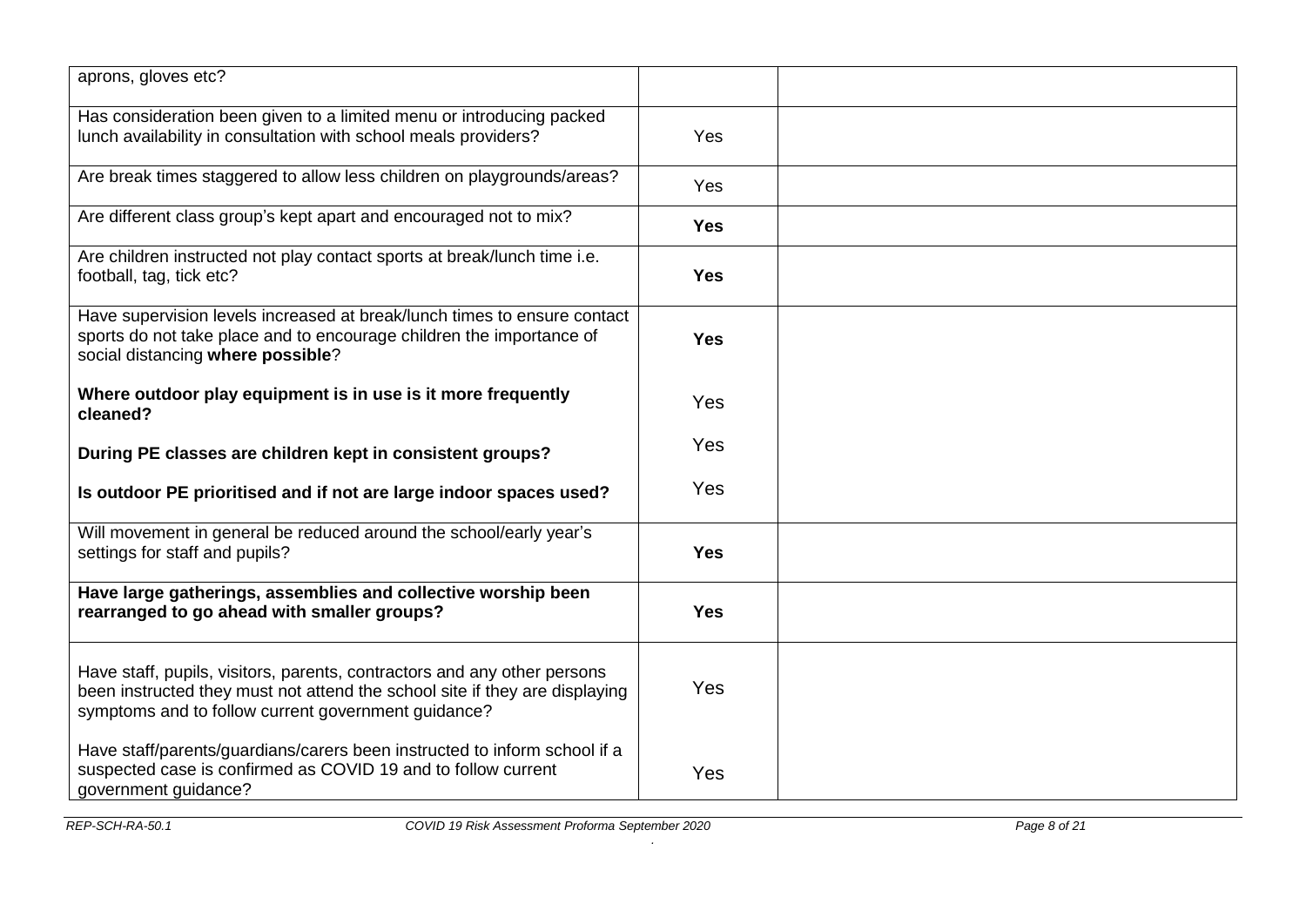| | | |
|---|---|---|
| aprons, gloves etc? | | |
| Has consideration been given to a limited menu or introducing packed lunch availability in consultation with school meals providers? | Yes | |
| Are break times staggered to allow less children on playgrounds/areas? | Yes | |
| Are different class group's kept apart and encouraged not to mix? | **Yes** | |
| Are children instructed not play contact sports at break/lunch time i.e. football, tag, tick etc? | **Yes** | |
| Have supervision levels increased at break/lunch times to ensure contact sports do not take place and to encourage children the importance of social distancing **where possible**?<br><br>**Where outdoor play equipment is in use is it more frequently cleaned?**<br><br>**During PE classes are children kept in consistent groups?**<br><br>**Is outdoor PE prioritised and if not are large indoor spaces used?** | **Yes**<br><br>Yes<br><br>Yes<br><br>Yes | |
| Will movement in general be reduced around the school/early year's settings for staff and pupils? | **Yes** | |
| **Have large gatherings, assemblies and collective worship been rearranged to go ahead with smaller groups?** | **Yes** | |
| Have staff, pupils, visitors, parents, contractors and any other persons been instructed they must not attend the school site if they are displaying symptoms and to follow current government guidance?<br><br>Have staff/parents/guardians/carers been instructed to inform school if a suspected case is confirmed as COVID 19 and to follow current government guidance? | Yes<br><br>Yes | |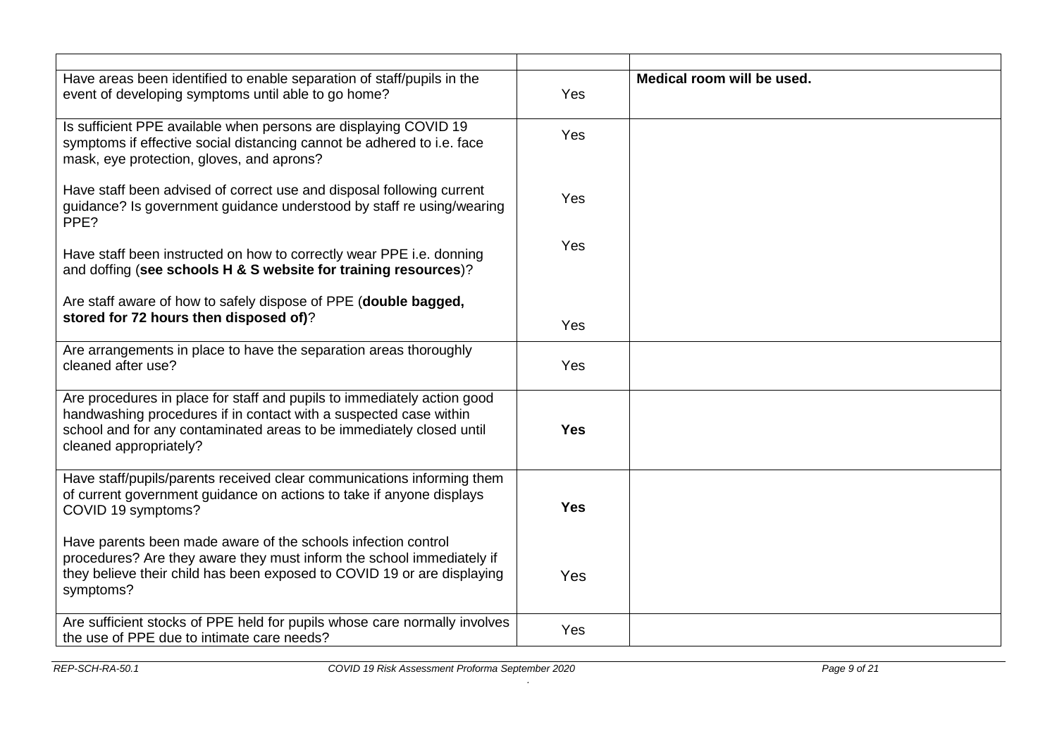| | | |
|---|---|---|
| Have areas been identified to enable separation of staff/pupils in the event of developing symptoms until able to go home? | Yes | **Medical room will be used.** |
| Is sufficient PPE available when persons are displaying COVID 19 symptoms if effective social distancing cannot be adhered to i.e. face mask, eye protection, gloves, and aprons?<br><br>Have staff been advised of correct use and disposal following current guidance? Is government guidance understood by staff re using/wearing PPE?<br><br>Have staff been instructed on how to correctly wear PPE i.e. donning and doffing (**see schools H & S website for training resources**)?<br><br>Are staff aware of how to safely dispose of PPE (**double bagged, stored for 72 hours then disposed of)**? | Yes<br><br>Yes<br><br>Yes<br><br>Yes | |
| Are arrangements in place to have the separation areas thoroughly cleaned after use? | Yes | |
| Are procedures in place for staff and pupils to immediately action good handwashing procedures if in contact with a suspected case within school and for any contaminated areas to be immediately closed until cleaned appropriately? | **Yes** | |
| Have staff/pupils/parents received clear communications informing them of current government guidance on actions to take if anyone displays COVID 19 symptoms?<br><br>Have parents been made aware of the schools infection control procedures? Are they aware they must inform the school immediately if they believe their child has been exposed to COVID 19 or are displaying symptoms? | **Yes**<br><br>Yes | |
| Are sufficient stocks of PPE held for pupils whose care normally involves the use of PPE due to intimate care needs? | Yes | |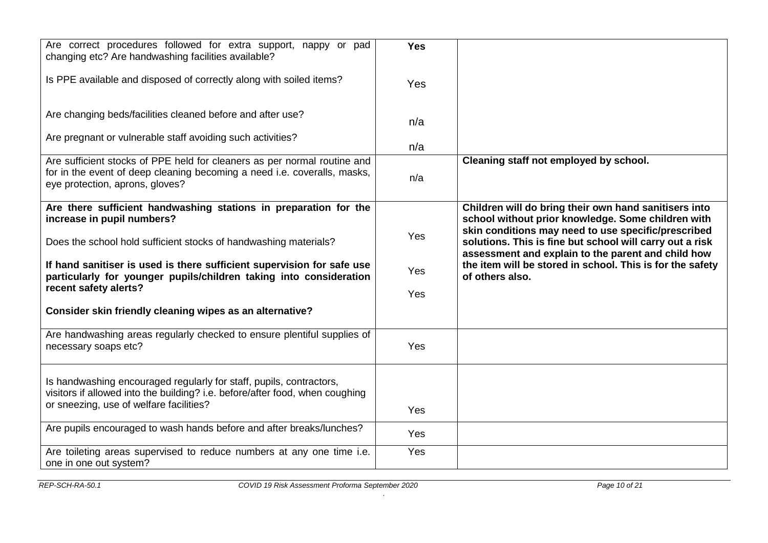| | | |
|---|---|---|
| Are correct procedures followed for extra support, nappy or pad changing etc? Are handwashing facilities available?<br><br>Is PPE available and disposed of correctly along with soiled items?<br><br>Are changing beds/facilities cleaned before and after use?<br><br>Are pregnant or vulnerable staff avoiding such activities? | **Yes**<br><br>Yes<br><br>n/a<br><br>n/a | |
| Are sufficient stocks of PPE held for cleaners as per normal routine and for in the event of deep cleaning becoming a need i.e. coveralls, masks, eye protection, aprons, gloves? | n/a | **Cleaning staff not employed by school.** |
| **Are there sufficient handwashing stations in preparation for the increase in pupil numbers?**<br><br>Does the school hold sufficient stocks of handwashing materials?<br><br>**If hand sanitiser is used is there sufficient supervision for safe use particularly for younger pupils/children taking into consideration recent safety alerts?**<br><br>**Consider skin friendly cleaning wipes as an alternative?** | Yes<br><br>Yes<br><br>Yes | **Children will do bring their own hand sanitisers into school without prior knowledge. Some children with skin conditions may need to use specific/prescribed solutions. This is fine but school will carry out a risk assessment and explain to the parent and child how the item will be stored in school. This is for the safety of others also.** |
| Are handwashing areas regularly checked to ensure plentiful supplies of necessary soaps etc? | Yes | |
| Is handwashing encouraged regularly for staff, pupils, contractors, visitors if allowed into the building? i.e. before/after food, when coughing or sneezing, use of welfare facilities? | Yes | |
| Are pupils encouraged to wash hands before and after breaks/lunches? | Yes | |
| Are toileting areas supervised to reduce numbers at any one time i.e. one in one out system? | Yes | |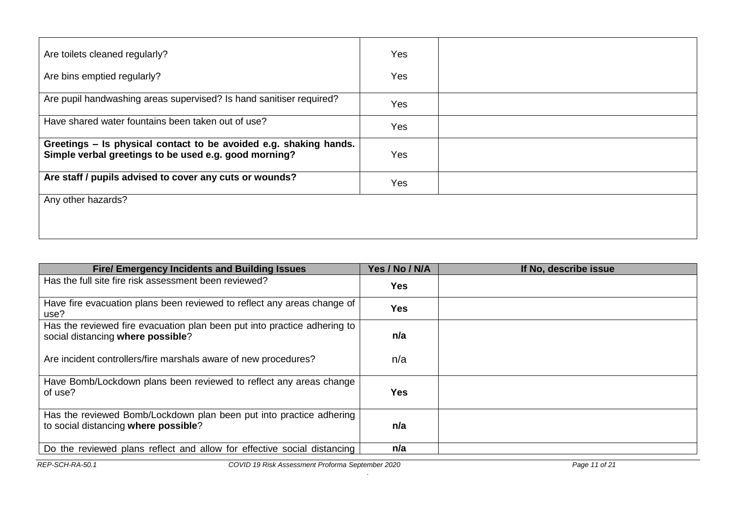| | | |
|---|---|---|
| Are toilets cleaned regularly?<br><br>Are bins emptied regularly? | Yes<br><br>Yes | |
| Are pupil handwashing areas supervised? Is hand sanitiser required? | Yes | |
| Have shared water fountains been taken out of use? | Yes | |
| **Greetings – Is physical contact to be avoided e.g. shaking hands. Simple verbal greetings to be used e.g. good morning?** | Yes | |
| **Are staff / pupils advised to cover any cuts or wounds?** | Yes | |
| Any other hazards? | | |

| Fire/ Emergency Incidents and Building Issues | Yes / No / N/A | If No, describe issue |
|---|---|---|
| Has the full site fire risk assessment been reviewed? | **Yes** | |
| Have fire evacuation plans been reviewed to reflect any areas change of use? | **Yes** | |
| Has the reviewed fire evacuation plan been put into practice adhering to social distancing **where possible**?<br><br>Are incident controllers/fire marshals aware of new procedures? | **n/a**<br><br>n/a | |
| Have Bomb/Lockdown plans been reviewed to reflect any areas change of use? | **Yes** | |
| Has the reviewed Bomb/Lockdown plan been put into practice adhering to social distancing **where possible**? | **n/a** | |
| Do the reviewed plans reflect and allow for effective social distancing | **n/a** | |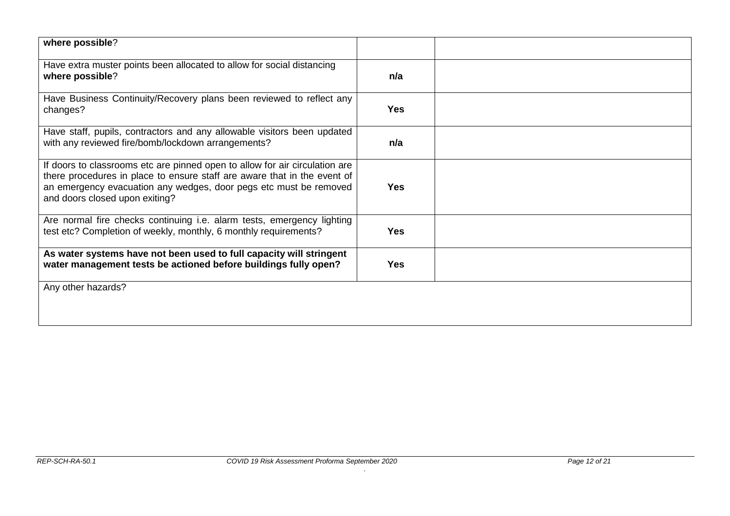| | | |
|---|---|---|
| **where possible**? | | |
| Have extra muster points been allocated to allow for social distancing **where possible**? | **n/a** | |
| Have Business Continuity/Recovery plans been reviewed to reflect any changes? | **Yes** | |
| Have staff, pupils, contractors and any allowable visitors been updated with any reviewed fire/bomb/lockdown arrangements? | **n/a** | |
| If doors to classrooms etc are pinned open to allow for air circulation are there procedures in place to ensure staff are aware that in the event of an emergency evacuation any wedges, door pegs etc must be removed and doors closed upon exiting? | **Yes** | |
| Are normal fire checks continuing i.e. alarm tests, emergency lighting test etc? Completion of weekly, monthly, 6 monthly requirements? | **Yes** | |
| **As water systems have not been used to full capacity will stringent water management tests be actioned before buildings fully open?** | **Yes** | |
| Any other hazards? | | |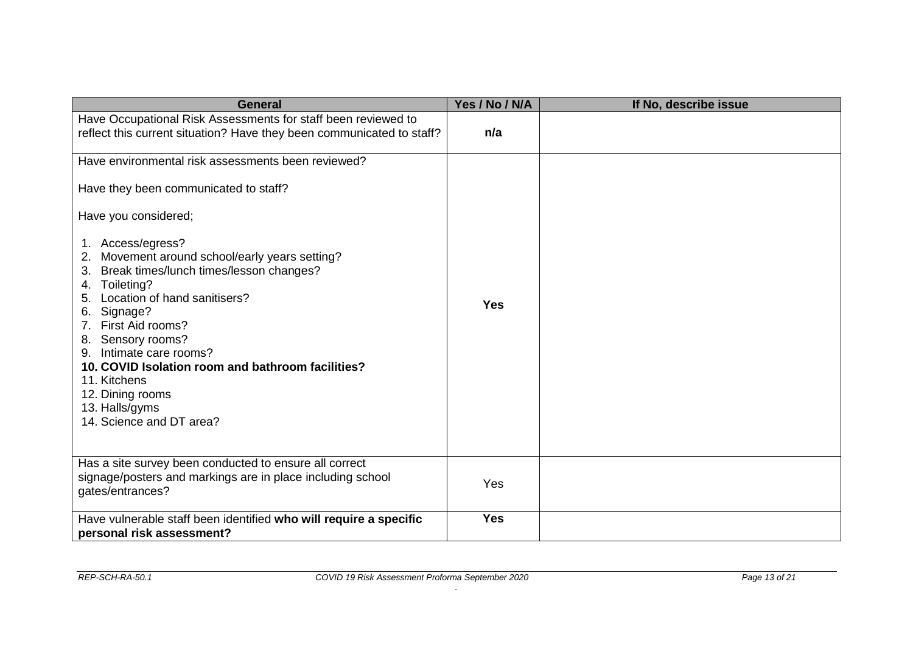| General | Yes / No / N/A | If No, describe issue |
|---|---|---|
| Have Occupational Risk Assessments for staff been reviewed to reflect this current situation? Have they been communicated to staff? | **n/a** | |
| Have environmental risk assessments been reviewed?<br><br>Have they been communicated to staff?<br><br>Have you considered;<br><br>1. Access/egress?<br>2. Movement around school/early years setting?<br>3. Break times/lunch times/lesson changes?<br>4. Toileting?<br>5. Location of hand sanitisers?<br>6. Signage?<br>7. First Aid rooms?<br>8. Sensory rooms?<br>9. Intimate care rooms?<br>**10. COVID Isolation room and bathroom facilities?**<br>11. Kitchens<br>12. Dining rooms<br>13. Halls/gyms<br>14. Science and DT area? | **Yes** | |
| Has a site survey been conducted to ensure all correct signage/posters and markings are in place including school gates/entrances? | Yes | |
| Have vulnerable staff been identified **who will require a specific personal risk assessment?** | **Yes** | |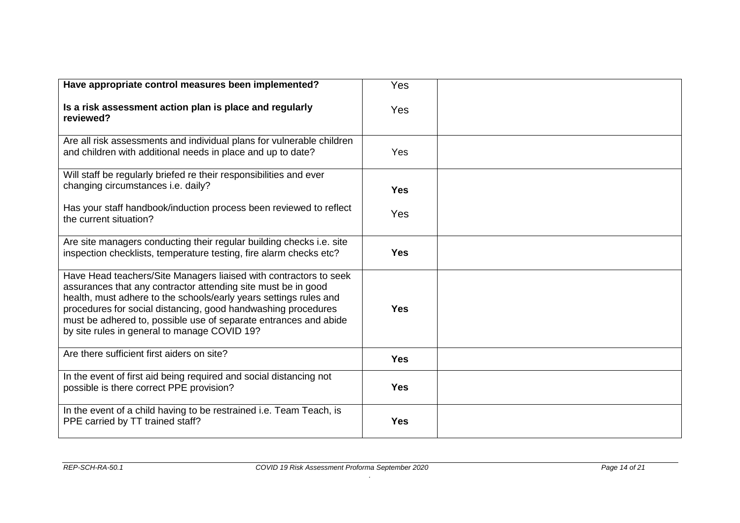| | | |
|---|---|---|
| **Have appropriate control measures been implemented?**<br><br>**Is a risk assessment action plan is place and regularly reviewed?** | Yes<br><br>Yes | |
| Are all risk assessments and individual plans for vulnerable children and children with additional needs in place and up to date? | Yes | |
| Will staff be regularly briefed re their responsibilities and ever changing circumstances i.e. daily?<br><br>Has your staff handbook/induction process been reviewed to reflect the current situation? | **Yes**<br><br>Yes | |
| Are site managers conducting their regular building checks i.e. site inspection checklists, temperature testing, fire alarm checks etc? | **Yes** | |
| Have Head teachers/Site Managers liaised with contractors to seek assurances that any contractor attending site must be in good health, must adhere to the schools/early years settings rules and procedures for social distancing, good handwashing procedures must be adhered to, possible use of separate entrances and abide by site rules in general to manage COVID 19? | **Yes** | |
| Are there sufficient first aiders on site? | **Yes** | |
| In the event of first aid being required and social distancing not possible is there correct PPE provision? | **Yes** | |
| In the event of a child having to be restrained i.e. Team Teach, is PPE carried by TT trained staff? | **Yes** | |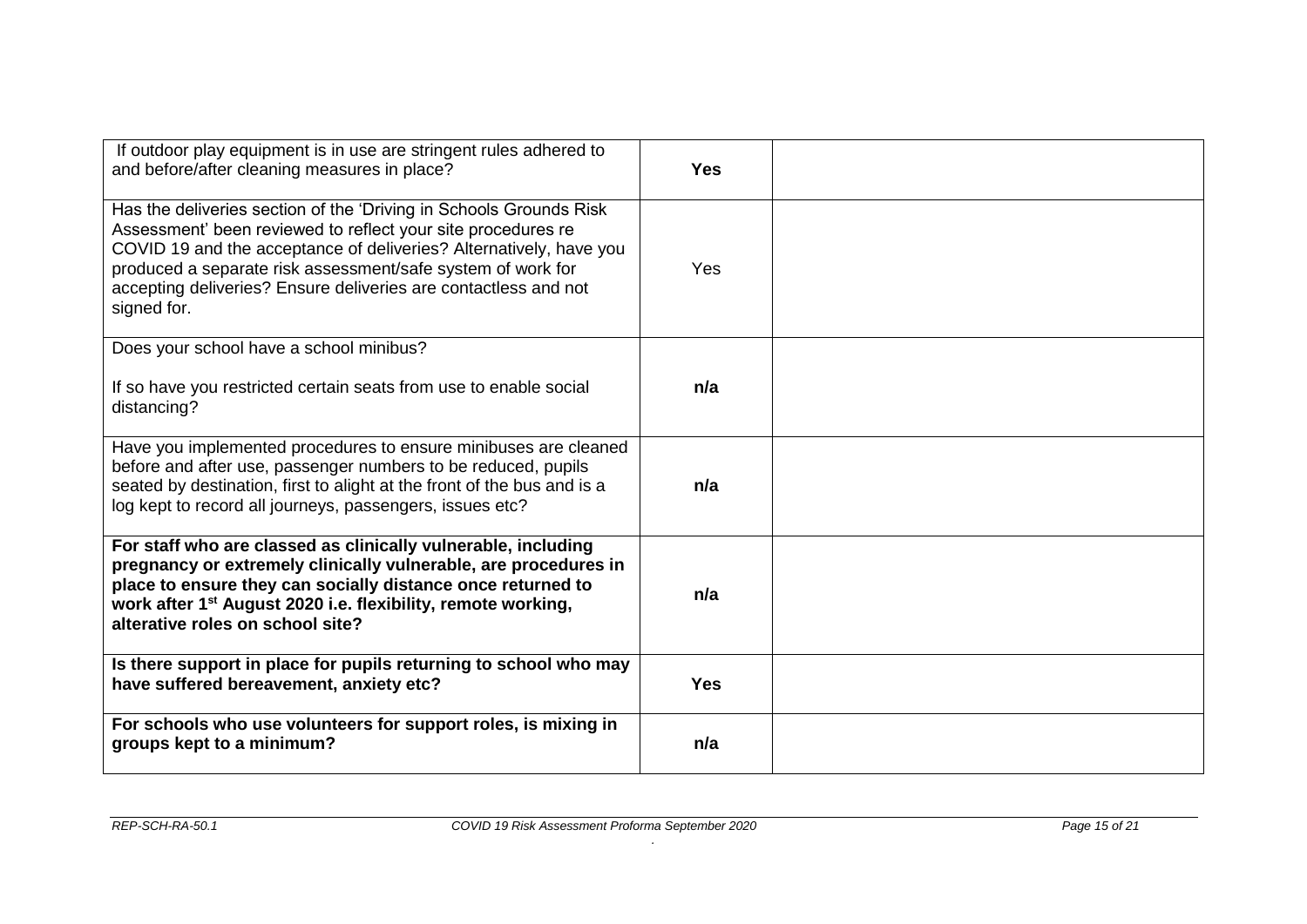| | | |
|---|---|---|
| If outdoor play equipment is in use are stringent rules adhered to and before/after cleaning measures in place? | **Yes** | |
| Has the deliveries section of the 'Driving in Schools Grounds Risk Assessment' been reviewed to reflect your site procedures re COVID 19 and the acceptance of deliveries? Alternatively, have you produced a separate risk assessment/safe system of work for accepting deliveries? Ensure deliveries are contactless and not signed for. | Yes | |
| Does your school have a school minibus?<br><br>If so have you restricted certain seats from use to enable social distancing? | **n/a** | |
| Have you implemented procedures to ensure minibuses are cleaned before and after use, passenger numbers to be reduced, pupils seated by destination, first to alight at the front of the bus and is a log kept to record all journeys, passengers, issues etc? | **n/a** | |
| **For staff who are classed as clinically vulnerable, including pregnancy or extremely clinically vulnerable, are procedures in place to ensure they can socially distance once returned to work after 1st August 2020 i.e. flexibility, remote working, alterative roles on school site?** | **n/a** | |
| **Is there support in place for pupils returning to school who may have suffered bereavement, anxiety etc?** | **Yes** | |
| **For schools who use volunteers for support roles, is mixing in groups kept to a minimum?** | **n/a** | |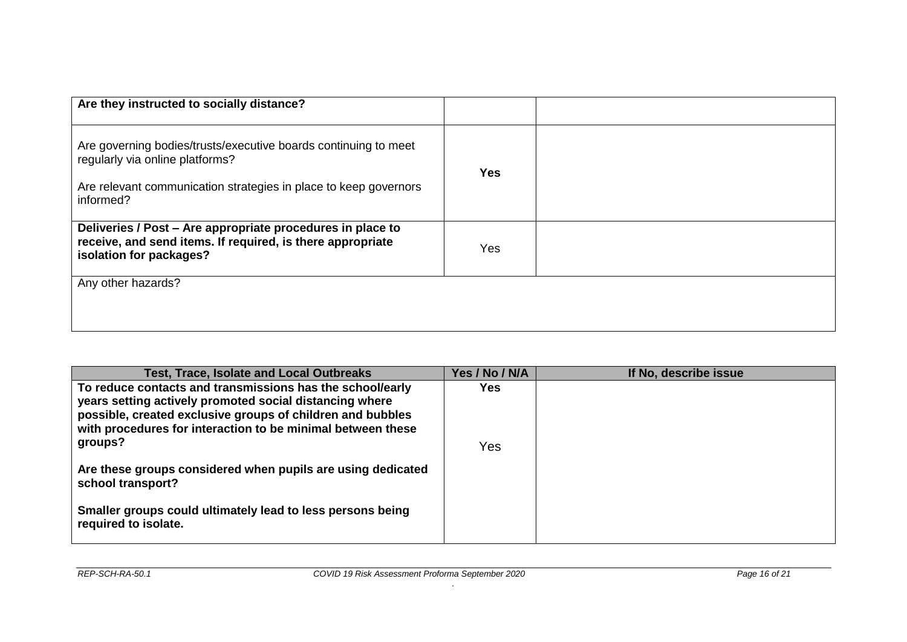| | | |
|---|---|---|
| **Are they instructed to socially distance?** | | |
| Are governing bodies/trusts/executive boards continuing to meet regularly via online platforms?<br><br>Are relevant communication strategies in place to keep governors informed? | **Yes** | |
| **Deliveries / Post – Are appropriate procedures in place to receive, and send items. If required, is there appropriate isolation for packages?** | Yes | |
| Any other hazards? | | |

| Test, Trace, Isolate and Local Outbreaks | Yes / No / N/A | If No, describe issue |
|---|---|---|
| **To reduce contacts and transmissions has the school/early years setting actively promoted social distancing where possible, created exclusive groups of children and bubbles with procedures for interaction to be minimal between these groups?**<br><br>**Are these groups considered when pupils are using dedicated school transport?**<br><br>**Smaller groups could ultimately lead to less persons being required to isolate.** | **Yes**<br><br>Yes | |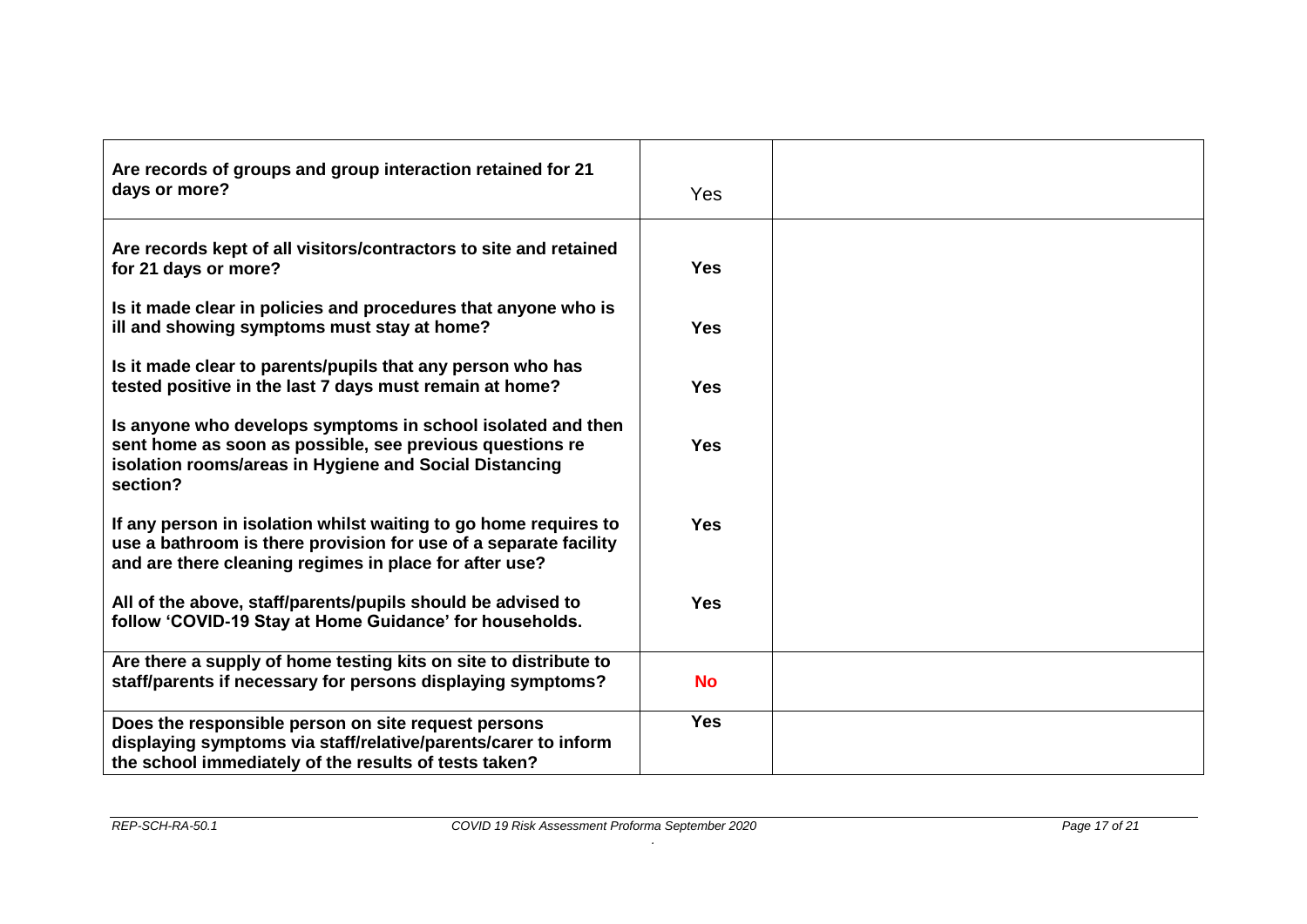| | | |
|---|---|---|
| **Are records of groups and group interaction retained for 21 days or more?** | Yes | |
| **Are records kept of all visitors/contractors to site and retained for 21 days or more?**<br><br>**Is it made clear in policies and procedures that anyone who is ill and showing symptoms must stay at home?**<br><br>**Is it made clear to parents/pupils that any person who has tested positive in the last 7 days must remain at home?**<br><br>**Is anyone who develops symptoms in school isolated and then sent home as soon as possible, see previous questions re isolation rooms/areas in Hygiene and Social Distancing section?**<br><br>**If any person in isolation whilst waiting to go home requires to use a bathroom is there provision for use of a separate facility and are there cleaning regimes in place for after use?**<br><br>**All of the above, staff/parents/pupils should be advised to follow 'COVID-19 Stay at Home Guidance' for households.** | **Yes**<br><br>**Yes**<br><br>**Yes**<br><br>**Yes**<br><br>**Yes**<br><br>**Yes** | |
| **Are there a supply of home testing kits on site to distribute to staff/parents if necessary for persons displaying symptoms?** | **No** | |
| **Does the responsible person on site request persons displaying symptoms via staff/relative/parents/carer to inform the school immediately of the results of tests taken?** | **Yes** | |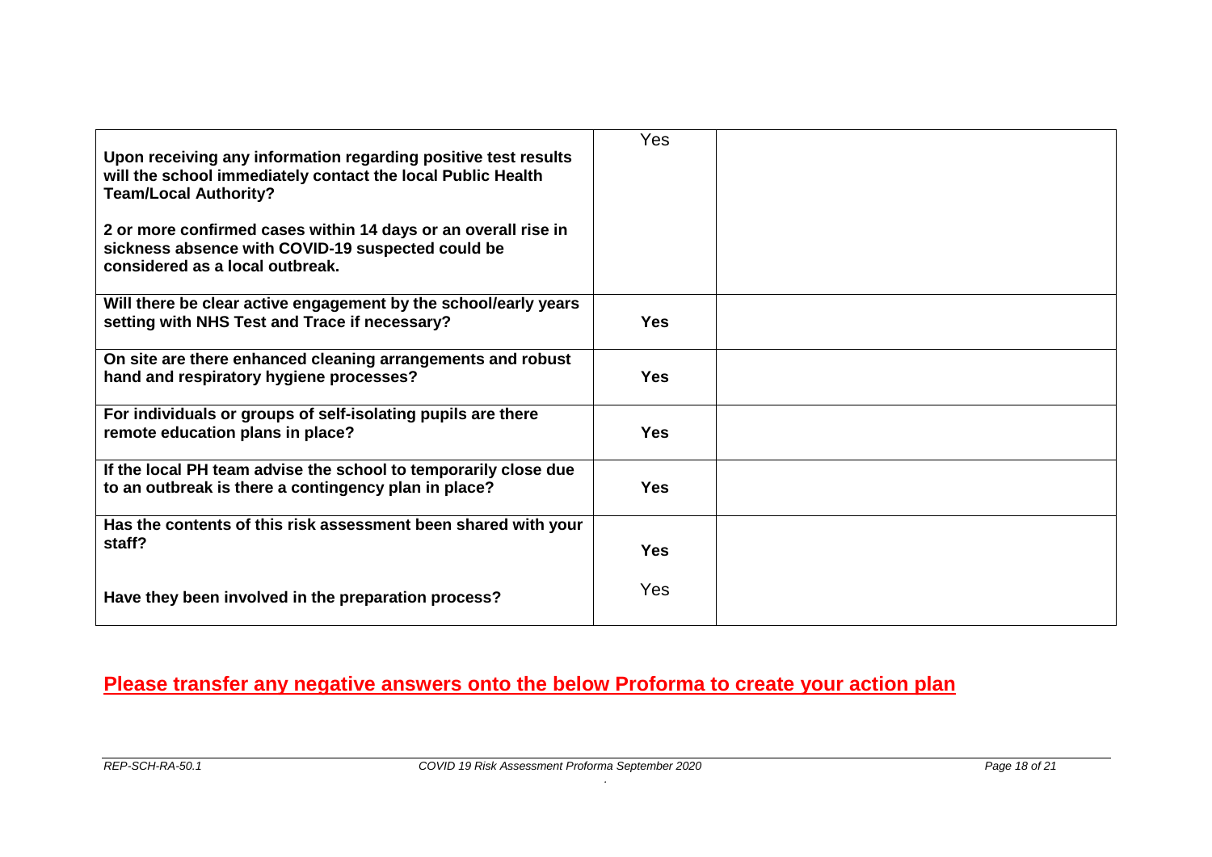| | | |
|---|---|---|
| **Upon receiving any information regarding positive test results will the school immediately contact the local Public Health Team/Local Authority?**<br><br>**2 or more confirmed cases within 14 days or an overall rise in sickness absence with COVID-19 suspected could be considered as a local outbreak.** | Yes | |
| **Will there be clear active engagement by the school/early years setting with NHS Test and Trace if necessary?** | **Yes** | |
| **On site are there enhanced cleaning arrangements and robust hand and respiratory hygiene processes?** | **Yes** | |
| **For individuals or groups of self-isolating pupils are there remote education plans in place?** | **Yes** | |
| **If the local PH team advise the school to temporarily close due to an outbreak is there a contingency plan in place?** | **Yes** | |
| **Has the contents of this risk assessment been shared with your staff?**<br><br>**Have they been involved in the preparation process?** | **Yes**<br><br>Yes | |

## Please transfer any negative answers onto the below Proforma to create your action plan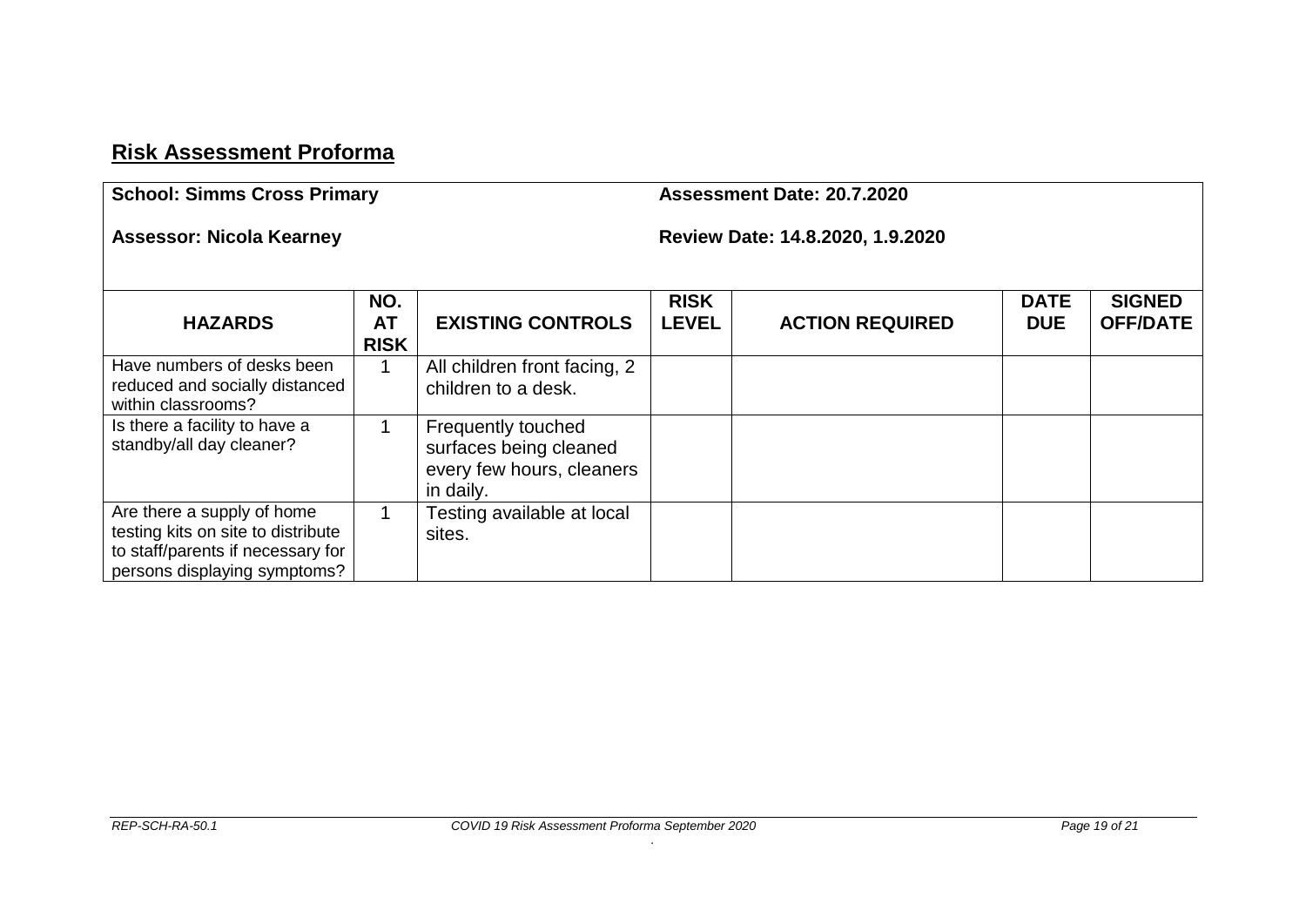## Risk Assessment Proforma

**School: Simms Cross Primary** | **Assessment Date: 20.7.2020**

**Assessor: Nicola Kearney** | **Review Date: 14.8.2020, 1.9.2020**

| HAZARDS | NO. AT RISK | EXISTING CONTROLS | RISK LEVEL | ACTION REQUIRED | DATE DUE | SIGNED OFF/DATE |
|---|---|---|---|---|---|---|
| Have numbers of desks been reduced and socially distanced within classrooms? | 1 | All children front facing, 2 children to a desk. | | | | |
| Is there a facility to have a standby/all day cleaner? | 1 | Frequently touched surfaces being cleaned every few hours, cleaners in daily. | | | | |
| Are there a supply of home testing kits on site to distribute to staff/parents if necessary for persons displaying symptoms? | 1 | Testing available at local sites. | | | | |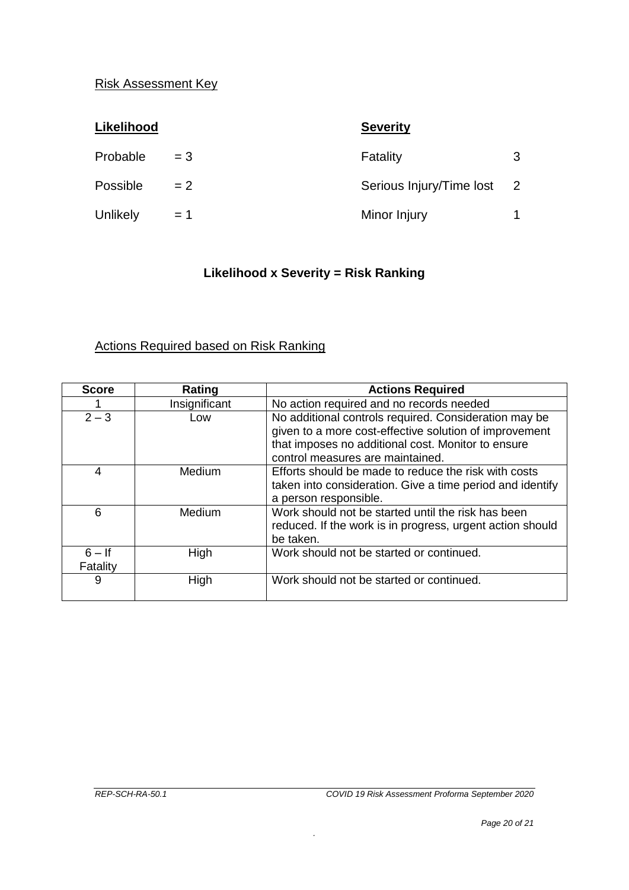Risk Assessment Key

**Likelihood**

Probable = 3

Possible = 2

Unlikely = 1

**Severity**

Fatality 3

Serious Injury/Time lost 2

Minor Injury 1

**Likelihood x Severity = Risk Ranking**

Actions Required based on Risk Ranking

| Score | Rating | Actions Required |
|---|---|---|
| 1 | Insignificant | No action required and no records needed |
| 2 – 3 | Low | No additional controls required. Consideration may be given to a more cost-effective solution of improvement that imposes no additional cost. Monitor to ensure control measures are maintained. |
| 4 | Medium | Efforts should be made to reduce the risk with costs taken into consideration. Give a time period and identify a person responsible. |
| 6 | Medium | Work should not be started until the risk has been reduced. If the work is in progress, urgent action should be taken. |
| 6 – If Fatality | High | Work should not be started or continued. |
| 9 | High | Work should not be started or continued. |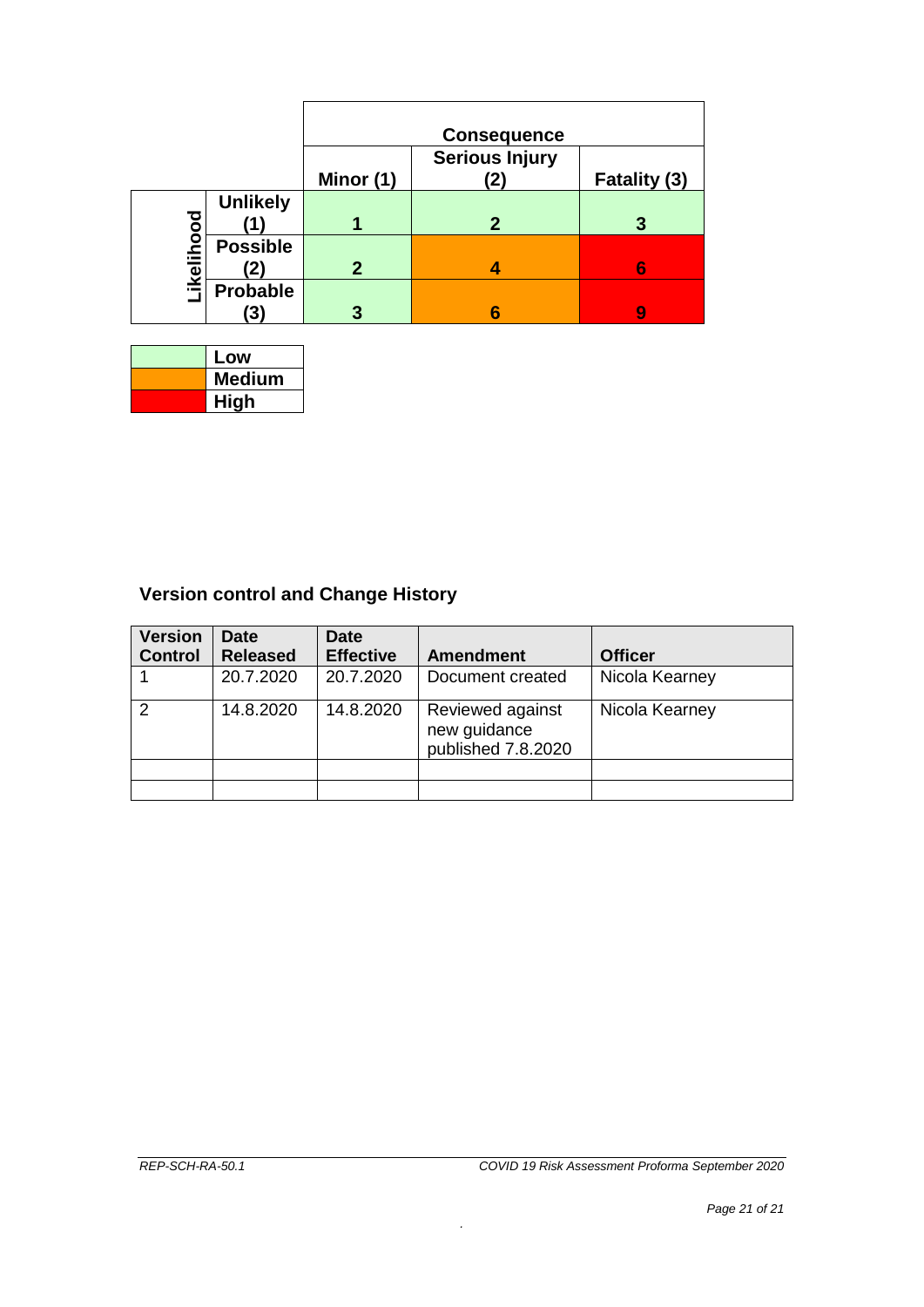| | | Consequence | | |
|---|---|---|---|---|
| | | Minor (1) | Serious Injury (2) | Fatality (3) |
| Likelihood | Unlikely (1) | 1 | 2 | 3 |
| | Possible (2) | 2 | 4 | 6 |
| | Probable (3) | 3 | 6 | 9 |

| | |
|---|---|
| | Low |
| | Medium |
| | High |

### Version control and Change History

| Version Control | Date Released | Date Effective | Amendment | Officer |
|---|---|---|---|---|
| 1 | 20.7.2020 | 20.7.2020 | Document created | Nicola Kearney |
| 2 | 14.8.2020 | 14.8.2020 | Reviewed against new guidance published 7.8.2020 | Nicola Kearney |
| | | | | |
| | | | | |